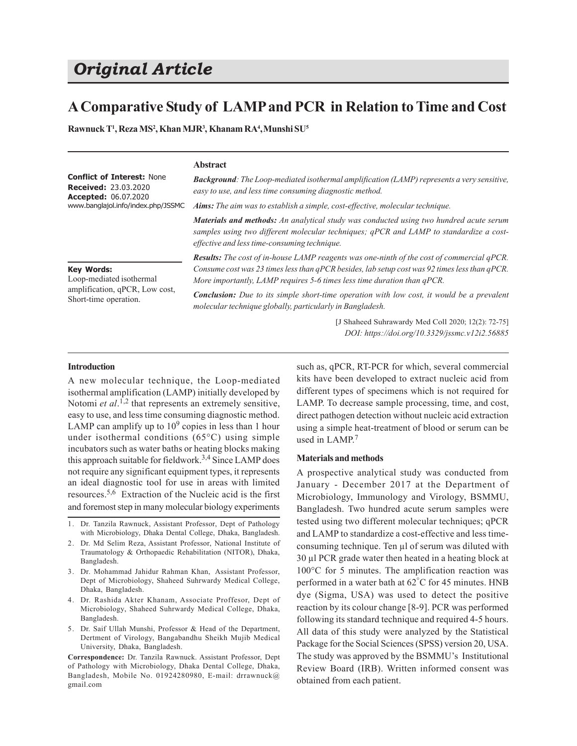# Original Article

# A Comparative Study of LAMP and PCR in Relation to Time and Cost

**Rawnuck T[1], Reza MS[2], Khan MJR[3], Khanam RA[4], Munshi SU[5]**

**Conflict of Interest:** None
**Received:** 23.03.2020
**Accepted:** 06.07.2020
www.banglajol.info/index.php/JSSMC

**Key Words:**
Loop-mediated isothermal amplification, qPCR, Low cost, Short-time operation.

## Abstract

***Background****: The Loop-mediated isothermal amplification (LAMP) represents a very sensitive, easy to use, and less time consuming diagnostic method.*

***Aims:*** *The aim was to establish a simple, cost-effective, molecular technique.*

***Materials and methods:*** *An analytical study was conducted using two hundred acute serum samples using two different molecular techniques; qPCR and LAMP to standardize a cost-effective and less time-consuming technique.*

***Results:*** *The cost of in-house LAMP reagents was one-ninth of the cost of commercial qPCR. Consume cost was 23 times less than qPCR besides, lab setup cost was 92 times less than qPCR. More importantly, LAMP requires 5-6 times less time duration than qPCR.*

***Conclusion:*** *Due to its simple short-time operation with low cost, it would be a prevalent molecular technique globally, particularly in Bangladesh.*

[J Shaheed Suhrawardy Med Coll 2020; 12(2): 72-75]
*DOI: https://doi.org/10.3329/jssmc.v12i2.56885*

### Introduction

A new molecular technique, the Loop-mediated isothermal amplification (LAMP) initially developed by Notomi *et al*.[1,2] that represents an extremely sensitive, easy to use, and less time consuming diagnostic method. LAMP can amplify up to $10^9$ copies in less than 1 hour under isothermal conditions (65°C) using simple incubators such as water baths or heating blocks making this approach suitable for fieldwork.[3,4] Since LAMP does not require any significant equipment types, it represents an ideal diagnostic tool for use in areas with limited resources.[5,6] Extraction of the Nucleic acid is the first and foremost step in many molecular biology experiments such as, qPCR, RT-PCR for which, several commercial kits have been developed to extract nucleic acid from different types of specimens which is not required for LAMP. To decrease sample processing, time, and cost, direct pathogen detection without nucleic acid extraction using a simple heat-treatment of blood or serum can be used in LAMP.[7]

### Materials and methods

A prospective analytical study was conducted from January - December 2017 at the Department of Microbiology, Immunology and Virology, BSMMU, Bangladesh. Two hundred acute serum samples were tested using two different molecular techniques; qPCR and LAMP to standardize a cost-effective and less time-consuming technique. Ten µl of serum was diluted with 30 µl PCR grade water then heated in a heating block at 100°C for 5 minutes. The amplification reaction was performed in a water bath at 62°C for 45 minutes. HNB dye (Sigma, USA) was used to detect the positive reaction by its colour change [8-9]. PCR was performed following its standard technique and required 4-5 hours. All data of this study were analyzed by the Statistical Package for the Social Sciences (SPSS) version 20, USA. The study was approved by the BSMMU's Institutional Review Board (IRB). Written informed consent was obtained from each patient.

1. Dr. Tanzila Rawnuck, Assistant Professor, Dept of Pathology with Microbiology, Dhaka Dental College, Dhaka, Bangladesh.
2. Dr. Md Selim Reza, Assistant Professor, National Institute of Traumatology & Orthopaedic Rehabilitation (NITOR), Dhaka, Bangladesh.
3. Dr. Mohammad Jahidur Rahman Khan, Assistant Professor, Dept of Microbiology, Shaheed Suhrwardy Medical College, Dhaka, Bangladesh.
4. Dr. Rashida Akter Khanam, Associate Proffesor, Dept of Microbiology, Shaheed Suhrwardy Medical College, Dhaka, Bangladesh.
5. Dr. Saif Ullah Munshi, Professor & Head of the Department, Dertment of Virology, Bangabandhu Sheikh Mujib Medical University, Dhaka, Bangladesh.

**Correspondence:** Dr. Tanzila Rawnuck. Assistant Professor, Dept of Pathology with Microbiology, Dhaka Dental College, Dhaka, Bangladesh, Mobile No. 01924280980, E-mail: drrawnuck@gmail.com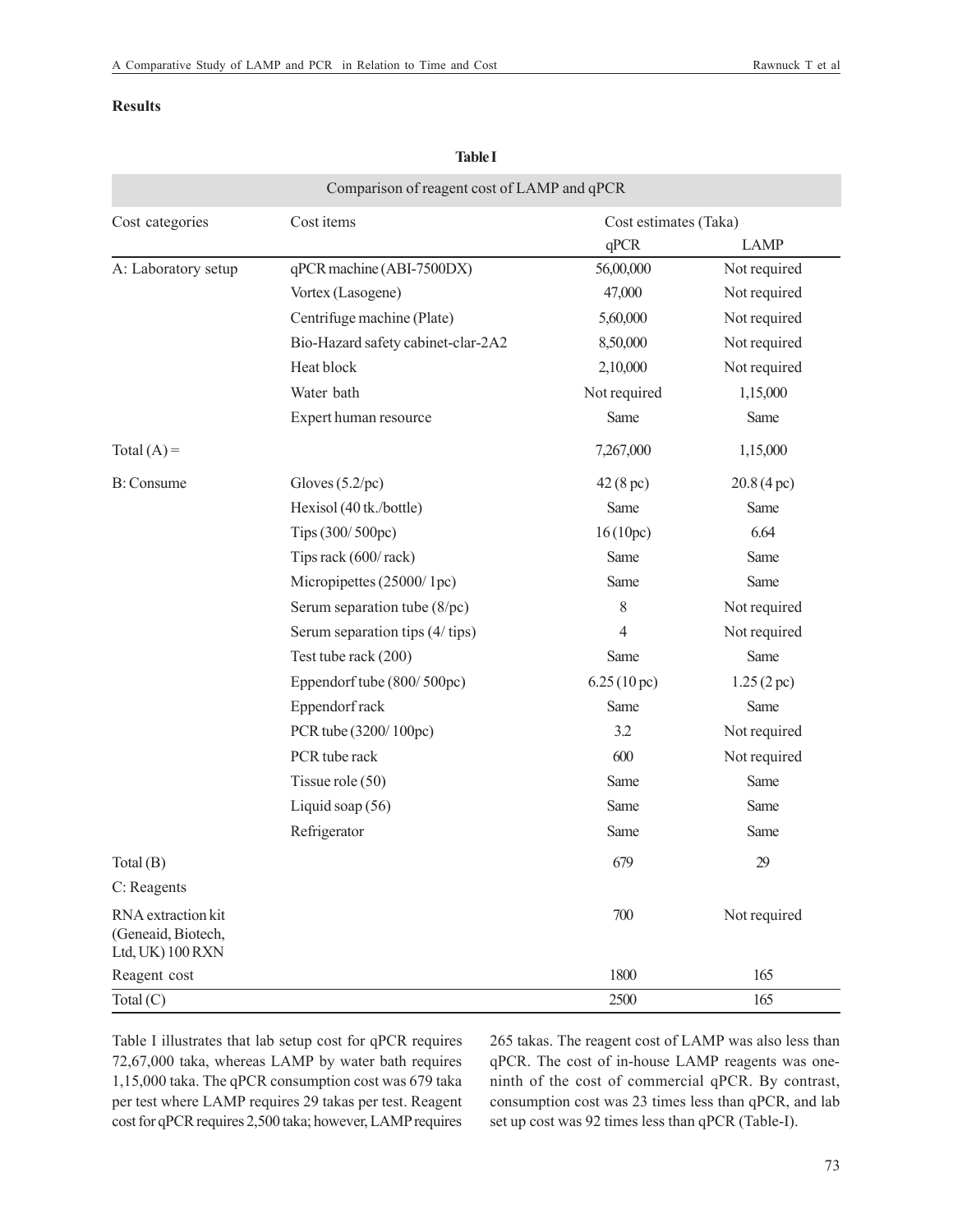## Results

**Table I**

Comparison of reagent cost of LAMP and qPCR

| Cost categories | Cost items | Cost estimates (Taka) | |
|---|---|---|---|
| | | qPCR | LAMP |
| A: Laboratory setup | qPCR machine (ABI-7500DX) | 56,00,000 | Not required |
| | Vortex (Lasogene) | 47,000 | Not required |
| | Centrifuge machine (Plate) | 5,60,000 | Not required |
| | Bio-Hazard safety cabinet-clar-2A2 | 8,50,000 | Not required |
| | Heat block | 2,10,000 | Not required |
| | Water bath | Not required | 1,15,000 |
| | Expert human resource | Same | Same |
| Total (A) = | | 7,267,000 | 1,15,000 |
| B: Consume | Gloves (5.2/pc) | 42 (8 pc) | 20.8 (4 pc) |
| | Hexisol (40 tk./bottle) | Same | Same |
| | Tips (300/ 500pc) | 16 (10pc) | 6.64 |
| | Tips rack (600/ rack) | Same | Same |
| | Micropipettes (25000/ 1pc) | Same | Same |
| | Serum separation tube (8/pc) | 8 | Not required |
| | Serum separation tips (4/ tips) | 4 | Not required |
| | Test tube rack (200) | Same | Same |
| | Eppendorf tube (800/ 500pc) | 6.25 (10 pc) | 1.25 (2 pc) |
| | Eppendorf rack | Same | Same |
| | PCR tube (3200/ 100pc) | 3.2 | Not required |
| | PCR tube rack | 600 | Not required |
| | Tissue role (50) | Same | Same |
| | Liquid soap (56) | Same | Same |
| | Refrigerator | Same | Same |
| Total (B) | | 679 | 29 |
| C: Reagents | | | |
| RNA extraction kit (Geneaid, Biotech, Ltd, UK) 100 RXN | | 700 | Not required |
| Reagent cost | | 1800 | 165 |
| Total (C) | | 2500 | 165 |

Table I illustrates that lab setup cost for qPCR requires 72,67,000 taka, whereas LAMP by water bath requires 1,15,000 taka. The qPCR consumption cost was 679 taka per test where LAMP requires 29 takas per test. Reagent cost for qPCR requires 2,500 taka; however, LAMP requires 265 takas. The reagent cost of LAMP was also less than qPCR. The cost of in-house LAMP reagents was one-ninth of the cost of commercial qPCR. By contrast, consumption cost was 23 times less than qPCR, and lab set up cost was 92 times less than qPCR (Table-I).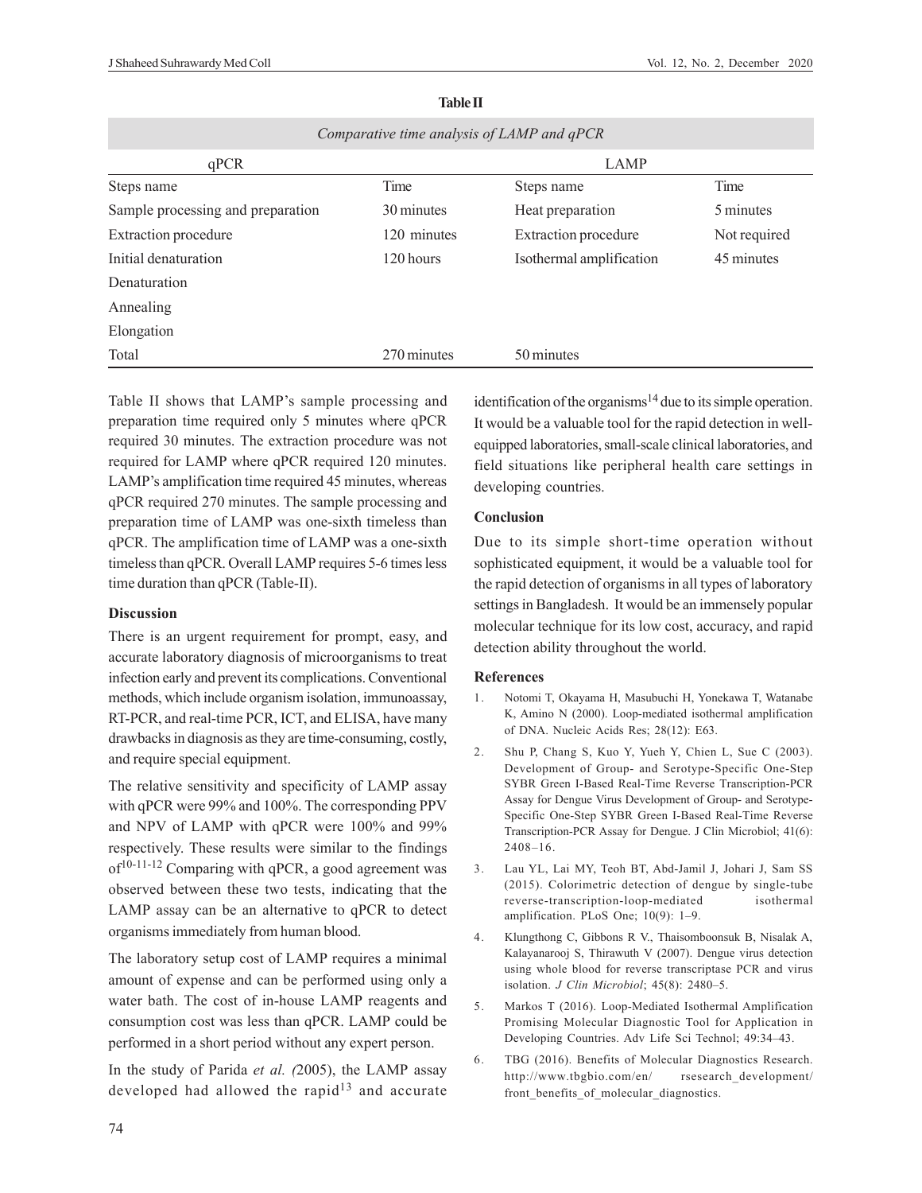**Table II**

*Comparative time analysis of LAMP and qPCR*

| qPCR | | LAMP | |
|---|---|---|---|
| Steps name | Time | Steps name | Time |
| Sample processing and preparation | 30 minutes | Heat preparation | 5 minutes |
| Extraction procedure | 120 minutes | Extraction procedure | Not required |
| Initial denaturation | 120 hours | Isothermal amplification | 45 minutes |
| Denaturation | | | |
| Annealing | | | |
| Elongation | | | |
| Total | 270 minutes | 50 minutes | |

Table II shows that LAMP's sample processing and preparation time required only 5 minutes where qPCR required 30 minutes. The extraction procedure was not required for LAMP where qPCR required 120 minutes. LAMP's amplification time required 45 minutes, whereas qPCR required 270 minutes. The sample processing and preparation time of LAMP was one-sixth timeless than qPCR. The amplification time of LAMP was a one-sixth timeless than qPCR. Overall LAMP requires 5-6 times less time duration than qPCR (Table-II).

### Discussion

There is an urgent requirement for prompt, easy, and accurate laboratory diagnosis of microorganisms to treat infection early and prevent its complications. Conventional methods, which include organism isolation, immunoassay, RT-PCR, and real-time PCR, ICT, and ELISA, have many drawbacks in diagnosis as they are time-consuming, costly, and require special equipment.

The relative sensitivity and specificity of LAMP assay with qPCR were 99% and 100%. The corresponding PPV and NPV of LAMP with qPCR were 100% and 99% respectively. These results were similar to the findings of[10-11-12] Comparing with qPCR, a good agreement was observed between these two tests, indicating that the LAMP assay can be an alternative to qPCR to detect organisms immediately from human blood.

The laboratory setup cost of LAMP requires a minimal amount of expense and can be performed using only a water bath. The cost of in-house LAMP reagents and consumption cost was less than qPCR. LAMP could be performed in a short period without any expert person.

In the study of Parida *et al. (*2005), the LAMP assay developed had allowed the rapid[13] and accurate identification of the organisms[14] due to its simple operation. It would be a valuable tool for the rapid detection in well-equipped laboratories, small-scale clinical laboratories, and field situations like peripheral health care settings in developing countries.

### Conclusion

Due to its simple short-time operation without sophisticated equipment, it would be a valuable tool for the rapid detection of organisms in all types of laboratory settings in Bangladesh. It would be an immensely popular molecular technique for its low cost, accuracy, and rapid detection ability throughout the world.

### References

1. Notomi T, Okayama H, Masubuchi H, Yonekawa T, Watanabe K, Amino N (2000). Loop-mediated isothermal amplification of DNA. Nucleic Acids Res; 28(12): E63.
2. Shu P, Chang S, Kuo Y, Yueh Y, Chien L, Sue C (2003). Development of Group- and Serotype-Specific One-Step SYBR Green I-Based Real-Time Reverse Transcription-PCR Assay for Dengue Virus Development of Group- and Serotype-Specific One-Step SYBR Green I-Based Real-Time Reverse Transcription-PCR Assay for Dengue. J Clin Microbiol; 41(6): 2408–16.
3. Lau YL, Lai MY, Teoh BT, Abd-Jamil J, Johari J, Sam SS (2015). Colorimetric detection of dengue by single-tube reverse-transcription-loop-mediated isothermal amplification. PLoS One; 10(9): 1–9.
4. Klungthong C, Gibbons R V., Thaisomboonsuk B, Nisalak A, Kalayanarooj S, Thirawuth V (2007). Dengue virus detection using whole blood for reverse transcriptase PCR and virus isolation. *J Clin Microbiol*; 45(8): 2480–5.
5. Markos T (2016). Loop-Mediated Isothermal Amplification Promising Molecular Diagnostic Tool for Application in Developing Countries. Adv Life Sci Technol; 49:34–43.
6. TBG (2016). Benefits of Molecular Diagnostics Research. http://www.tbgbio.com/en/ rsesearch_development/ front_benefits_of_molecular_diagnostics.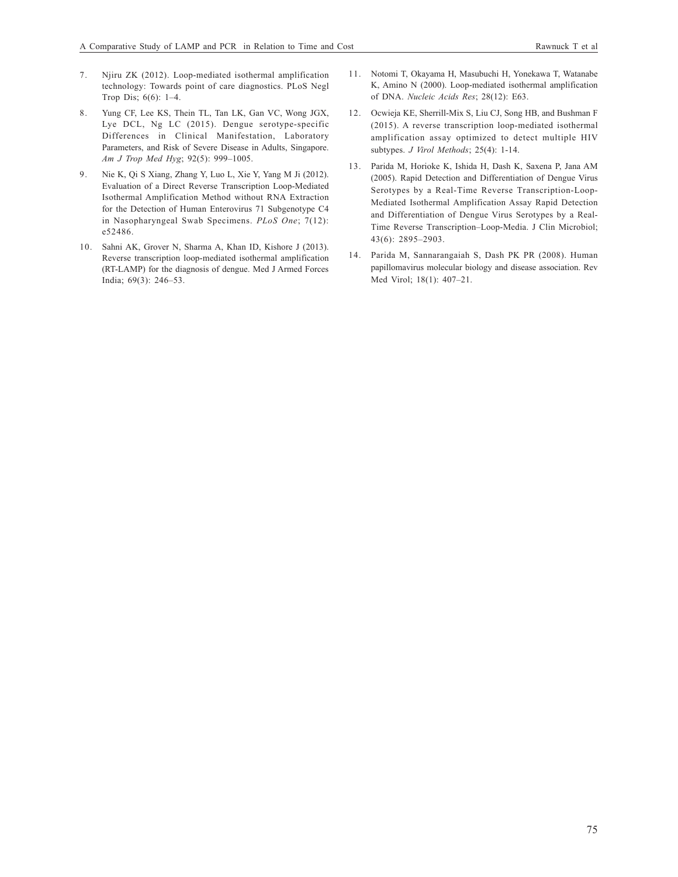7. Njiru ZK (2012). Loop-mediated isothermal amplification technology: Towards point of care diagnostics. PLoS Negl Trop Dis; 6(6): 1–4.

8. Yung CF, Lee KS, Thein TL, Tan LK, Gan VC, Wong JGX, Lye DCL, Ng LC (2015). Dengue serotype-specific Differences in Clinical Manifestation, Laboratory Parameters, and Risk of Severe Disease in Adults, Singapore. *Am J Trop Med Hyg*; 92(5): 999–1005.

9. Nie K, Qi S Xiang, Zhang Y, Luo L, Xie Y, Yang M Ji (2012). Evaluation of a Direct Reverse Transcription Loop-Mediated Isothermal Amplification Method without RNA Extraction for the Detection of Human Enterovirus 71 Subgenotype C4 in Nasopharyngeal Swab Specimens. *PLoS One*; 7(12): e52486.

10. Sahni AK, Grover N, Sharma A, Khan ID, Kishore J (2013). Reverse transcription loop-mediated isothermal amplification (RT-LAMP) for the diagnosis of dengue. Med J Armed Forces India; 69(3): 246–53.

11. Notomi T, Okayama H, Masubuchi H, Yonekawa T, Watanabe K, Amino N (2000). Loop-mediated isothermal amplification of DNA. *Nucleic Acids Res*; 28(12): E63.

12. Ocwieja KE, Sherrill-Mix S, Liu CJ, Song HB, and Bushman F (2015). A reverse transcription loop-mediated isothermal amplification assay optimized to detect multiple HIV subtypes. *J Virol Methods*; 25(4): 1-14.

13. Parida M, Horioke K, Ishida H, Dash K, Saxena P, Jana AM (2005). Rapid Detection and Differentiation of Dengue Virus Serotypes by a Real-Time Reverse Transcription-Loop-Mediated Isothermal Amplification Assay Rapid Detection and Differentiation of Dengue Virus Serotypes by a Real-Time Reverse Transcription–Loop-Media. J Clin Microbiol; 43(6): 2895–2903.

14. Parida M, Sannarangaiah S, Dash PK PR (2008). Human papillomavirus molecular biology and disease association. Rev Med Virol; 18(1): 407–21.